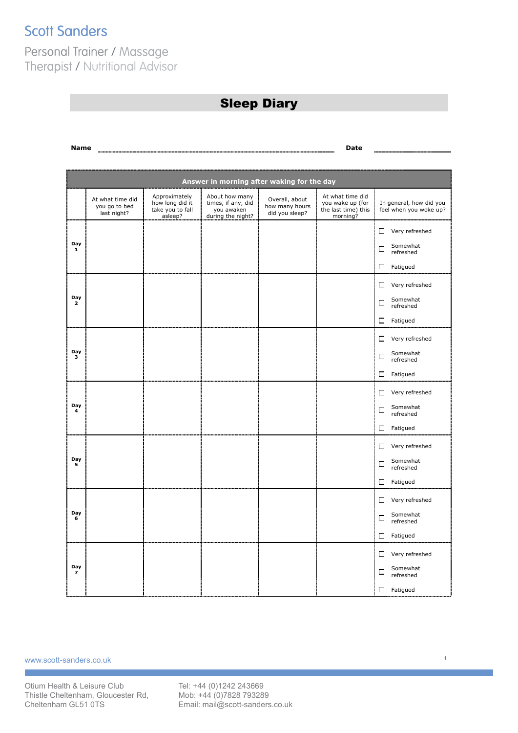Scott Sanders

Personal Trainer / Massage Therapist / Nutritional Advisor

# Sleep Diary

**Name** ........................................................................................ **Date** ____________

| Answer in morning after waking for the day | | | | | | |
|---|---|---|---|---|---|---|
| | At what time did you go to bed last night? | Approximately how long did it take you to fall asleep? | About how many times, if any, did you awaken during the night? | Overall, about how many hours did you sleep? | At what time did you wake up (for the last time) this morning? | In general, how did you feel when you woke up? |
| **Day 1** | | | | | | ☐ Very refreshed<br>☐ Somewhat refreshed<br>☐ Fatigued |
| **Day 2** | | | | | | ☐ Very refreshed<br>☐ Somewhat refreshed<br>☐ Fatigued |
| **Day 3** | | | | | | ☐ Very refreshed<br>☐ Somewhat refreshed<br>☐ Fatigued |
| **Day 4** | | | | | | ☐ Very refreshed<br>☐ Somewhat refreshed<br>☐ Fatigued |
| **Day 5** | | | | | | ☐ Very refreshed<br>☐ Somewhat refreshed<br>☐ Fatigued |
| **Day 6** | | | | | | ☐ Very refreshed<br>☐ Somewhat refreshed<br>☐ Fatigued |
| **Day 7** | | | | | | ☐ Very refreshed<br>☐ Somewhat refreshed<br>☐ Fatigued |

www.scott-sanders.co.uk

Otium Health & Leisure Club
Thistle Cheltenham, Gloucester Rd,
Cheltenham GL51 0TS

Tel: +44 (0)1242 243669
Mob: +44 (0)7828 793289
Email: mail@scott-sanders.co.uk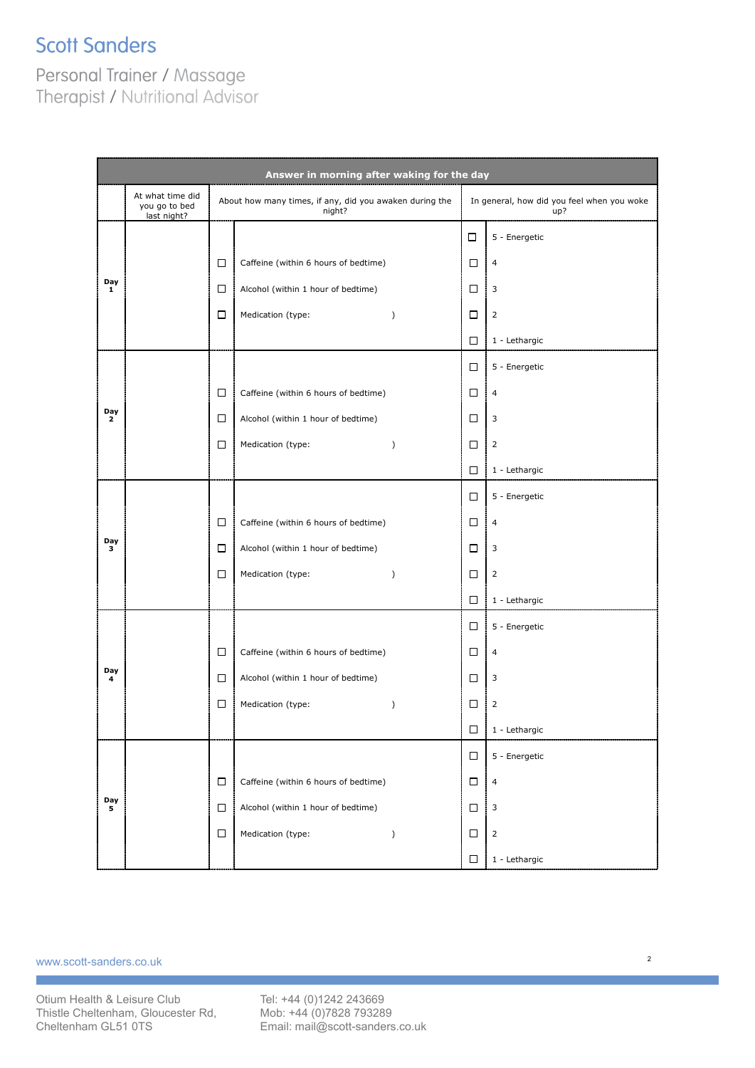# Scott Sanders

Personal Trainer / Massage Therapist / Nutritional Advisor

| Answer in morning after waking for the day | | | | | |
|---|---|---|---|---|---|
| | At what time did you go to bed last night? | About how many times, if any, did you awaken during the night? | | In general, how did you feel when you woke up? | |
| **Day 1** | | ☐ | Caffeine (within 6 hours of bedtime) | ☐ | 5 - Energetic |
| | | ☐ | Alcohol (within 1 hour of bedtime) | ☐ | 4 |
| | | ☐ | Medication (type: ) | ☐ | 3 |
| | | | | ☐ | 2 |
| | | | | ☐ | 1 - Lethargic |
| **Day 2** | | ☐ | Caffeine (within 6 hours of bedtime) | ☐ | 5 - Energetic |
| | | ☐ | Alcohol (within 1 hour of bedtime) | ☐ | 4 |
| | | ☐ | Medication (type: ) | ☐ | 3 |
| | | | | ☐ | 2 |
| | | | | ☐ | 1 - Lethargic |
| **Day 3** | | ☐ | Caffeine (within 6 hours of bedtime) | ☐ | 5 - Energetic |
| | | ☐ | Alcohol (within 1 hour of bedtime) | ☐ | 4 |
| | | ☐ | Medication (type: ) | ☐ | 3 |
| | | | | ☐ | 2 |
| | | | | ☐ | 1 - Lethargic |
| **Day 4** | | ☐ | Caffeine (within 6 hours of bedtime) | ☐ | 5 - Energetic |
| | | ☐ | Alcohol (within 1 hour of bedtime) | ☐ | 4 |
| | | ☐ | Medication (type: ) | ☐ | 3 |
| | | | | ☐ | 2 |
| | | | | ☐ | 1 - Lethargic |
| **Day 5** | | ☐ | Caffeine (within 6 hours of bedtime) | ☐ | 5 - Energetic |
| | | ☐ | Alcohol (within 1 hour of bedtime) | ☐ | 4 |
| | | ☐ | Medication (type: ) | ☐ | 3 |
| | | | | ☐ | 2 |
| | | | | ☐ | 1 - Lethargic |

www.scott-sanders.co.uk

Otium Health & Leisure Club
Thistle Cheltenham, Gloucester Rd,
Cheltenham GL51 0TS

Tel: +44 (0)1242 243669
Mob: +44 (0)7828 793289
Email: mail@scott-sanders.co.uk